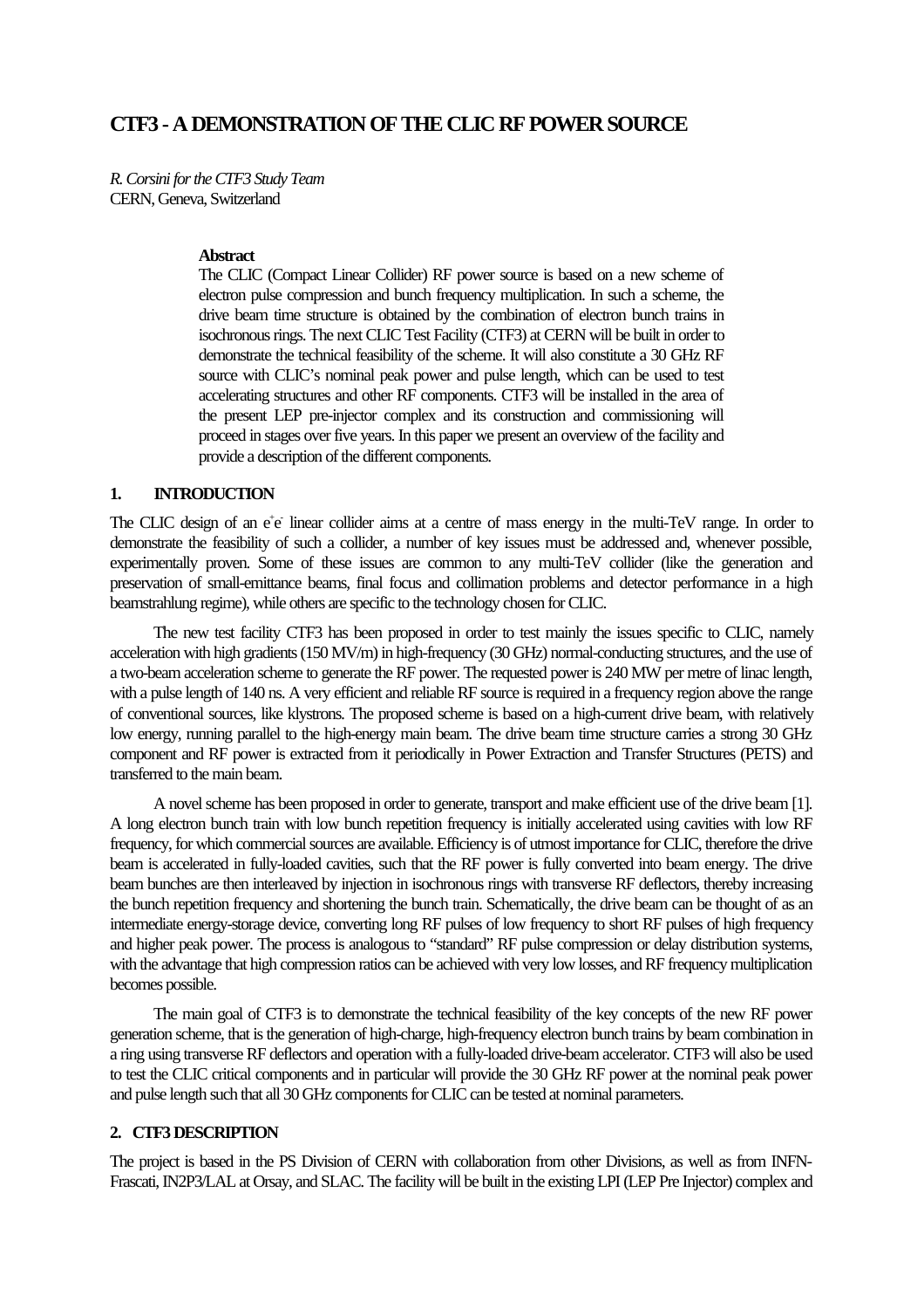# CTF3 - A DEMONSTRATION OF THE CLIC RF POWER SOURCE

*R. Corsini for the CTF3 Study Team*
CERN, Geneva, Switzerland

**Abstract**

The CLIC (Compact Linear Collider) RF power source is based on a new scheme of electron pulse compression and bunch frequency multiplication. In such a scheme, the drive beam time structure is obtained by the combination of electron bunch trains in isochronous rings. The next CLIC Test Facility (CTF3) at CERN will be built in order to demonstrate the technical feasibility of the scheme. It will also constitute a 30 GHz RF source with CLIC's nominal peak power and pulse length, which can be used to test accelerating structures and other RF components. CTF3 will be installed in the area of the present LEP pre-injector complex and its construction and commissioning will proceed in stages over five years. In this paper we present an overview of the facility and provide a description of the different components.

## 1. INTRODUCTION

The CLIC design of an $e^+e^-$ linear collider aims at a centre of mass energy in the multi-TeV range. In order to demonstrate the feasibility of such a collider, a number of key issues must be addressed and, whenever possible, experimentally proven. Some of these issues are common to any multi-TeV collider (like the generation and preservation of small-emittance beams, final focus and collimation problems and detector performance in a high beamstrahlung regime), while others are specific to the technology chosen for CLIC.

The new test facility CTF3 has been proposed in order to test mainly the issues specific to CLIC, namely acceleration with high gradients (150 MV/m) in high-frequency (30 GHz) normal-conducting structures, and the use of a two-beam acceleration scheme to generate the RF power. The requested power is 240 MW per metre of linac length, with a pulse length of 140 ns. A very efficient and reliable RF source is required in a frequency region above the range of conventional sources, like klystrons. The proposed scheme is based on a high-current drive beam, with relatively low energy, running parallel to the high-energy main beam. The drive beam time structure carries a strong 30 GHz component and RF power is extracted from it periodically in Power Extraction and Transfer Structures (PETS) and transferred to the main beam.

A novel scheme has been proposed in order to generate, transport and make efficient use of the drive beam [1]. A long electron bunch train with low bunch repetition frequency is initially accelerated using cavities with low RF frequency, for which commercial sources are available. Efficiency is of utmost importance for CLIC, therefore the drive beam is accelerated in fully-loaded cavities, such that the RF power is fully converted into beam energy. The drive beam bunches are then interleaved by injection in isochronous rings with transverse RF deflectors, thereby increasing the bunch repetition frequency and shortening the bunch train. Schematically, the drive beam can be thought of as an intermediate energy-storage device, converting long RF pulses of low frequency to short RF pulses of high frequency and higher peak power. The process is analogous to "standard" RF pulse compression or delay distribution systems, with the advantage that high compression ratios can be achieved with very low losses, and RF frequency multiplication becomes possible.

The main goal of CTF3 is to demonstrate the technical feasibility of the key concepts of the new RF power generation scheme, that is the generation of high-charge, high-frequency electron bunch trains by beam combination in a ring using transverse RF deflectors and operation with a fully-loaded drive-beam accelerator. CTF3 will also be used to test the CLIC critical components and in particular will provide the 30 GHz RF power at the nominal peak power and pulse length such that all 30 GHz components for CLIC can be tested at nominal parameters.

## 2. CTF3 DESCRIPTION

The project is based in the PS Division of CERN with collaboration from other Divisions, as well as from INFN-Frascati, IN2P3/LAL at Orsay, and SLAC. The facility will be built in the existing LPI (LEP Pre Injector) complex and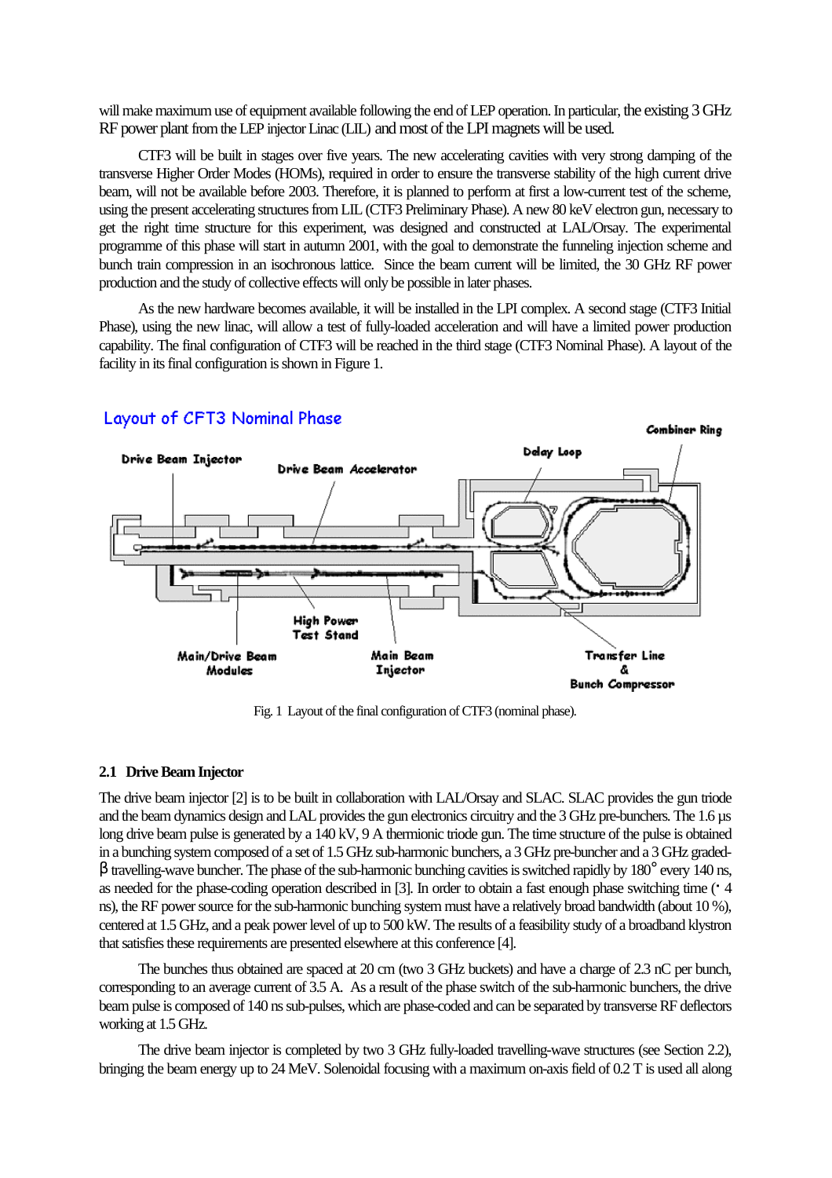will make maximum use of equipment available following the end of LEP operation. In particular, the existing 3 GHz RF power plant from the LEP injector Linac (LIL) and most of the LPI magnets will be used.

CTF3 will be built in stages over five years. The new accelerating cavities with very strong damping of the transverse Higher Order Modes (HOMs), required in order to ensure the transverse stability of the high current drive beam, will not be available before 2003. Therefore, it is planned to perform at first a low-current test of the scheme, using the present accelerating structures from LIL (CTF3 Preliminary Phase). A new 80 keV electron gun, necessary to get the right time structure for this experiment, was designed and constructed at LAL/Orsay. The experimental programme of this phase will start in autumn 2001, with the goal to demonstrate the funneling injection scheme and bunch train compression in an isochronous lattice. Since the beam current will be limited, the 30 GHz RF power production and the study of collective effects will only be possible in later phases.

As the new hardware becomes available, it will be installed in the LPI complex. A second stage (CTF3 Initial Phase), using the new linac, will allow a test of fully-loaded acceleration and will have a limited power production capability. The final configuration of CTF3 will be reached in the third stage (CTF3 Nominal Phase). A layout of the facility in its final configuration is shown in Figure 1.

Fig. 1 Layout of the final configuration of CTF3 (nominal phase).

### 2.1 Drive Beam Injector

The drive beam injector [2] is to be built in collaboration with LAL/Orsay and SLAC. SLAC provides the gun triode and the beam dynamics design and LAL provides the gun electronics circuitry and the 3 GHz pre-bunchers. The 1.6 µs long drive beam pulse is generated by a 140 kV, 9 A thermionic triode gun. The time structure of the pulse is obtained in a bunching system composed of a set of 1.5 GHz sub-harmonic bunchers, a 3 GHz pre-buncher and a 3 GHz graded-β travelling-wave buncher. The phase of the sub-harmonic bunching cavities is switched rapidly by 180° every 140 ns, as needed for the phase-coding operation described in [3]. In order to obtain a fast enough phase switching time (≤ 4 ns), the RF power source for the sub-harmonic bunching system must have a relatively broad bandwidth (about 10 %), centered at 1.5 GHz, and a peak power level of up to 500 kW. The results of a feasibility study of a broadband klystron that satisfies these requirements are presented elsewhere at this conference [4].

The bunches thus obtained are spaced at 20 cm (two 3 GHz buckets) and have a charge of 2.3 nC per bunch, corresponding to an average current of 3.5 A. As a result of the phase switch of the sub-harmonic bunchers, the drive beam pulse is composed of 140 ns sub-pulses, which are phase-coded and can be separated by transverse RF deflectors working at 1.5 GHz.

The drive beam injector is completed by two 3 GHz fully-loaded travelling-wave structures (see Section 2.2), bringing the beam energy up to 24 MeV. Solenoidal focusing with a maximum on-axis field of 0.2 T is used all along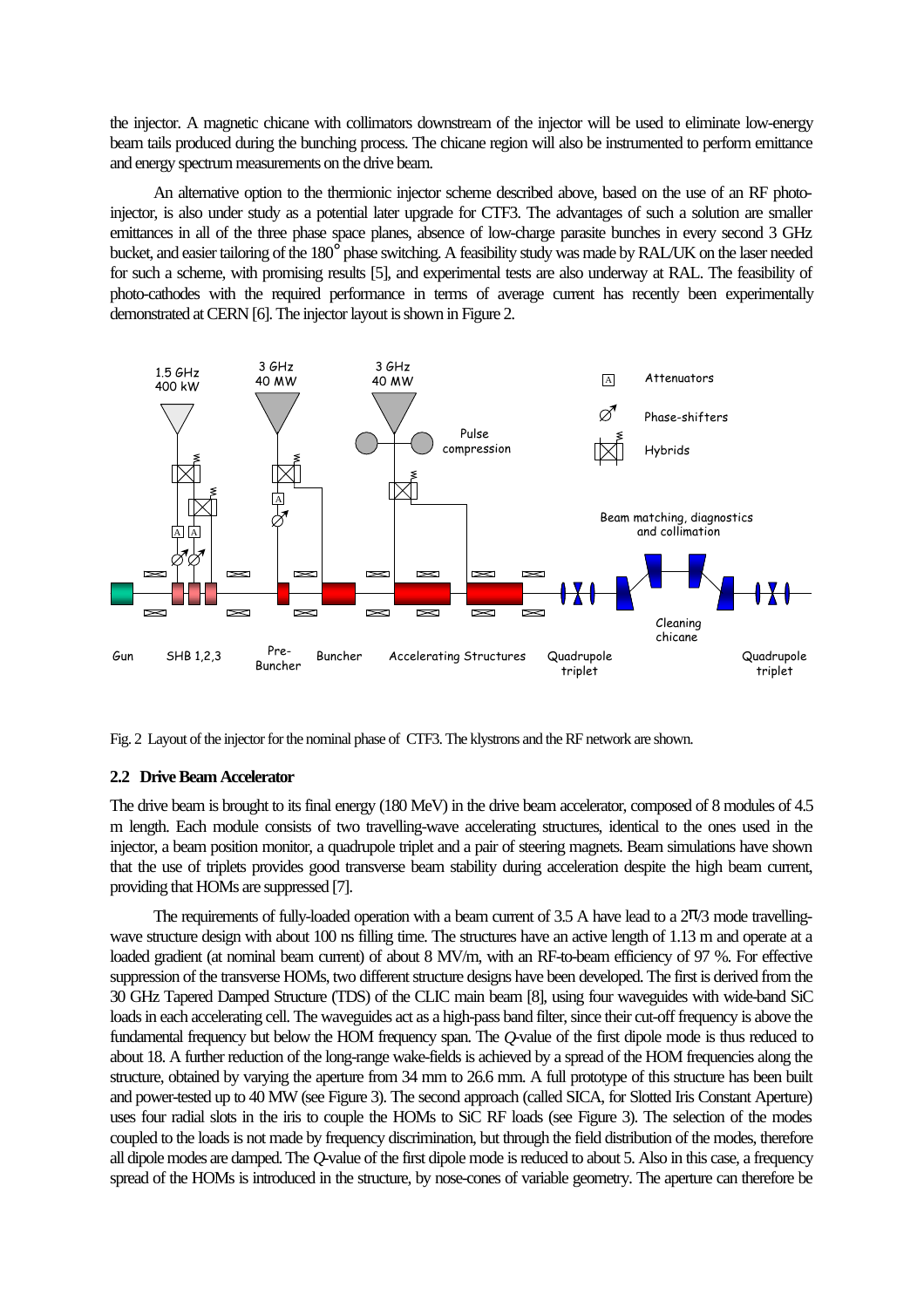the injector. A magnetic chicane with collimators downstream of the injector will be used to eliminate low-energy beam tails produced during the bunching process. The chicane region will also be instrumented to perform emittance and energy spectrum measurements on the drive beam.

An alternative option to the thermionic injector scheme described above, based on the use of an RF photo-injector, is also under study as a potential later upgrade for CTF3. The advantages of such a solution are smaller emittances in all of the three phase space planes, absence of low-charge parasite bunches in every second 3 GHz bucket, and easier tailoring of the 180° phase switching. A feasibility study was made by RAL/UK on the laser needed for such a scheme, with promising results [5], and experimental tests are also underway at RAL. The feasibility of photo-cathodes with the required performance in terms of average current has recently been experimentally demonstrated at CERN [6]. The injector layout is shown in Figure 2.

Fig. 2 Layout of the injector for the nominal phase of CTF3. The klystrons and the RF network are shown.

### 2.2 Drive Beam Accelerator

The drive beam is brought to its final energy (180 MeV) in the drive beam accelerator, composed of 8 modules of 4.5 m length. Each module consists of two travelling-wave accelerating structures, identical to the ones used in the injector, a beam position monitor, a quadrupole triplet and a pair of steering magnets. Beam simulations have shown that the use of triplets provides good transverse beam stability during acceleration despite the high beam current, providing that HOMs are suppressed [7].

The requirements of fully-loaded operation with a beam current of 3.5 A have lead to a $2\pi/3$ mode travelling-wave structure design with about 100 ns filling time. The structures have an active length of 1.13 m and operate at a loaded gradient (at nominal beam current) of about 8 MV/m, with an RF-to-beam efficiency of 97 %. For effective suppression of the transverse HOMs, two different structure designs have been developed. The first is derived from the 30 GHz Tapered Damped Structure (TDS) of the CLIC main beam [8], using four waveguides with wide-band SiC loads in each accelerating cell. The waveguides act as a high-pass band filter, since their cut-off frequency is above the fundamental frequency but below the HOM frequency span. The *Q*-value of the first dipole mode is thus reduced to about 18. A further reduction of the long-range wake-fields is achieved by a spread of the HOM frequencies along the structure, obtained by varying the aperture from 34 mm to 26.6 mm. A full prototype of this structure has been built and power-tested up to 40 MW (see Figure 3). The second approach (called SICA, for Slotted Iris Constant Aperture) uses four radial slots in the iris to couple the HOMs to SiC RF loads (see Figure 3). The selection of the modes coupled to the loads is not made by frequency discrimination, but through the field distribution of the modes, therefore all dipole modes are damped. The *Q*-value of the first dipole mode is reduced to about 5. Also in this case, a frequency spread of the HOMs is introduced in the structure, by nose-cones of variable geometry. The aperture can therefore be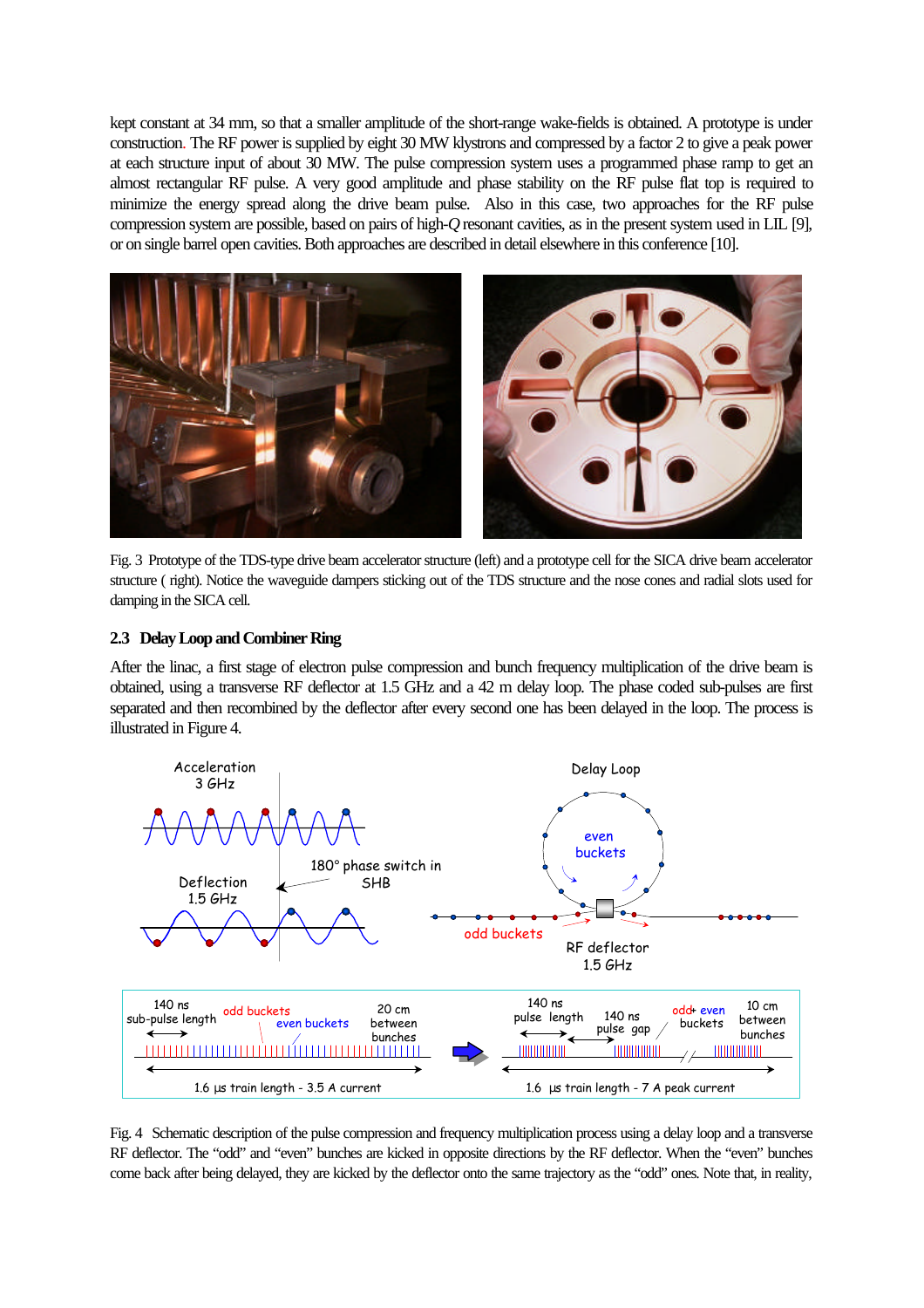kept constant at 34 mm, so that a smaller amplitude of the short-range wake-fields is obtained. A prototype is under construction. The RF power is supplied by eight 30 MW klystrons and compressed by a factor 2 to give a peak power at each structure input of about 30 MW. The pulse compression system uses a programmed phase ramp to get an almost rectangular RF pulse. A very good amplitude and phase stability on the RF pulse flat top is required to minimize the energy spread along the drive beam pulse. Also in this case, two approaches for the RF pulse compression system are possible, based on pairs of high-*Q* resonant cavities, as in the present system used in LIL [9], or on single barrel open cavities. Both approaches are described in detail elsewhere in this conference [10].

Fig. 3 Prototype of the TDS-type drive beam accelerator structure (left) and a prototype cell for the SICA drive beam accelerator structure ( right). Notice the waveguide dampers sticking out of the TDS structure and the nose cones and radial slots used for damping in the SICA cell.

### 2.3 Delay Loop and Combiner Ring

After the linac, a first stage of electron pulse compression and bunch frequency multiplication of the drive beam is obtained, using a transverse RF deflector at 1.5 GHz and a 42 m delay loop. The phase coded sub-pulses are first separated and then recombined by the deflector after every second one has been delayed in the loop. The process is illustrated in Figure 4.

Fig. 4 Schematic description of the pulse compression and frequency multiplication process using a delay loop and a transverse RF deflector. The "odd" and "even" bunches are kicked in opposite directions by the RF deflector. When the "even" bunches come back after being delayed, they are kicked by the deflector onto the same trajectory as the "odd" ones. Note that, in reality,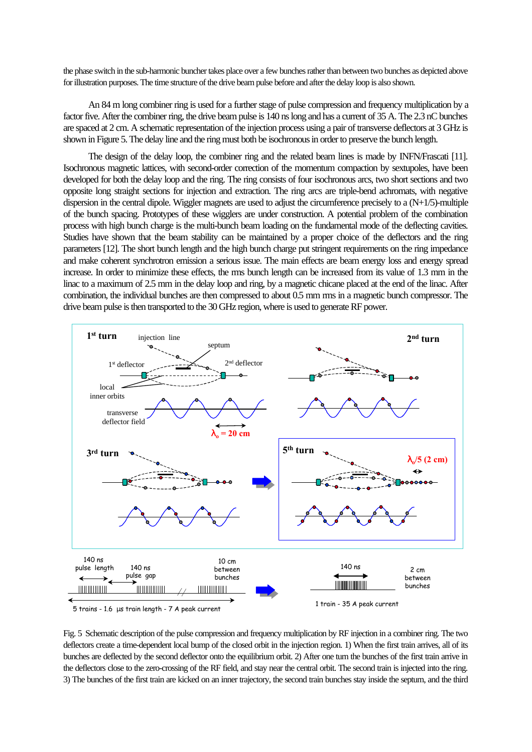the phase switch in the sub-harmonic buncher takes place over a few bunches rather than between two bunches as depicted above for illustration purposes. The time structure of the drive beam pulse before and after the delay loop is also shown.

An 84 m long combiner ring is used for a further stage of pulse compression and frequency multiplication by a factor five. After the combiner ring, the drive beam pulse is 140 ns long and has a current of 35 A. The 2.3 nC bunches are spaced at 2 cm. A schematic representation of the injection process using a pair of transverse deflectors at 3 GHz is shown in Figure 5. The delay line and the ring must both be isochronous in order to preserve the bunch length.

The design of the delay loop, the combiner ring and the related beam lines is made by INFN/Frascati [11]. Isochronous magnetic lattices, with second-order correction of the momentum compaction by sextupoles, have been developed for both the delay loop and the ring. The ring consists of four isochronous arcs, two short sections and two opposite long straight sections for injection and extraction. The ring arcs are triple-bend achromats, with negative dispersion in the central dipole. Wiggler magnets are used to adjust the circumference precisely to a (N+1/5)-multiple of the bunch spacing. Prototypes of these wigglers are under construction. A potential problem of the combination process with high bunch charge is the multi-bunch beam loading on the fundamental mode of the deflecting cavities. Studies have shown that the beam stability can be maintained by a proper choice of the deflectors and the ring parameters [12]. The short bunch length and the high bunch charge put stringent requirements on the ring impedance and make coherent synchrotron emission a serious issue. The main effects are beam energy loss and energy spread increase. In order to minimize these effects, the rms bunch length can be increased from its value of 1.3 mm in the linac to a maximum of 2.5 mm in the delay loop and ring, by a magnetic chicane placed at the end of the linac. After combination, the individual bunches are then compressed to about 0.5 mm rms in a magnetic bunch compressor. The drive beam pulse is then transported to the 30 GHz region, where is used to generate RF power.

Fig. 5 Schematic description of the pulse compression and frequency multiplication by RF injection in a combiner ring. The two deflectors create a time-dependent local bump of the closed orbit in the injection region. 1) When the first train arrives, all of its bunches are deflected by the second deflector onto the equilibrium orbit. 2) After one turn the bunches of the first train arrive in the deflectors close to the zero-crossing of the RF field, and stay near the central orbit. The second train is injected into the ring. 3) The bunches of the first train are kicked on an inner trajectory, the second train bunches stay inside the septum, and the third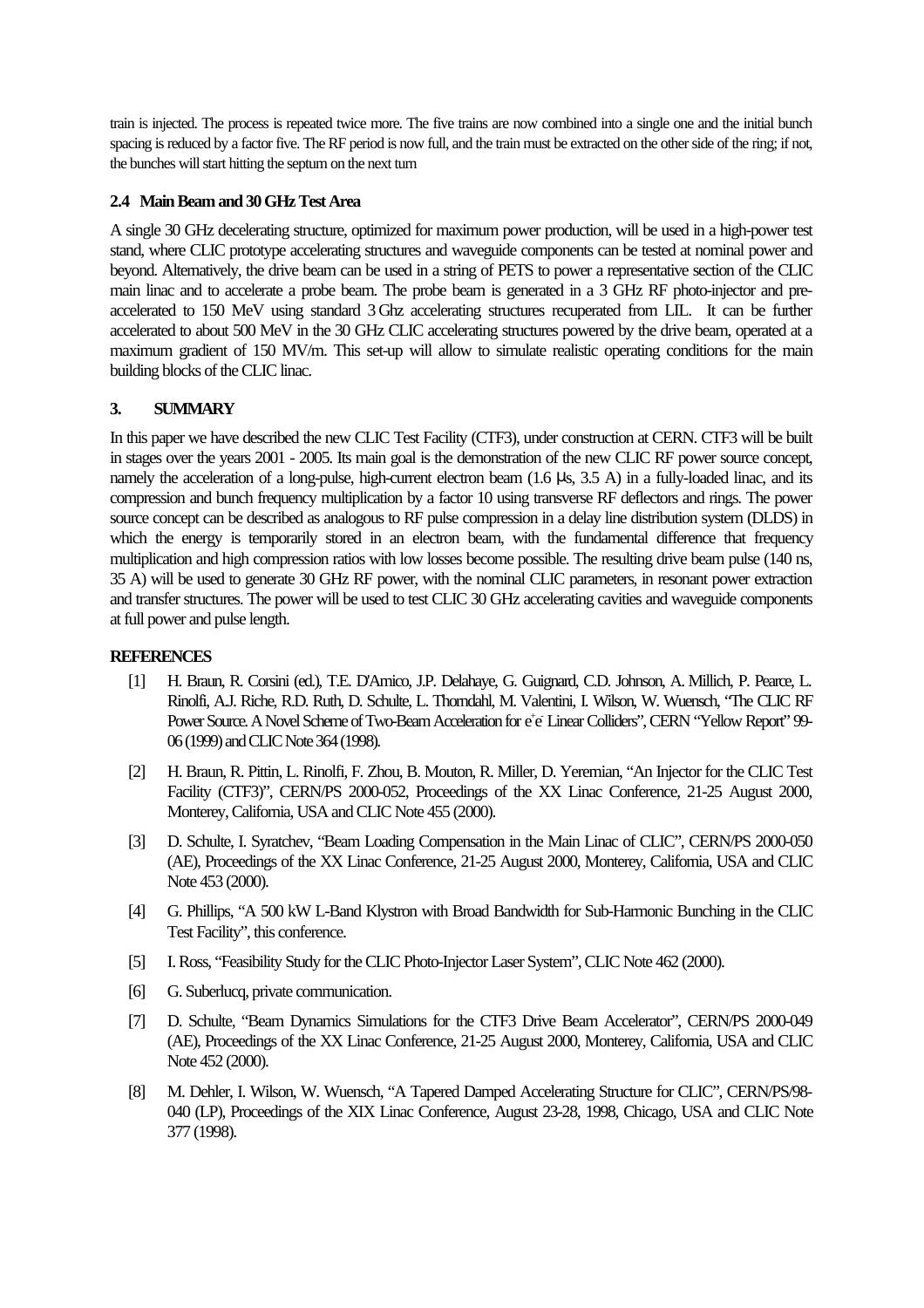train is injected. The process is repeated twice more. The five trains are now combined into a single one and the initial bunch spacing is reduced by a factor five. The RF period is now full, and the train must be extracted on the other side of the ring; if not, the bunches will start hitting the septum on the next turn

### 2.4 Main Beam and 30 GHz Test Area

A single 30 GHz decelerating structure, optimized for maximum power production, will be used in a high-power test stand, where CLIC prototype accelerating structures and waveguide components can be tested at nominal power and beyond. Alternatively, the drive beam can be used in a string of PETS to power a representative section of the CLIC main linac and to accelerate a probe beam. The probe beam is generated in a 3 GHz RF photo-injector and pre-accelerated to 150 MeV using standard 3 Ghz accelerating structures recuperated from LIL. It can be further accelerated to about 500 MeV in the 30 GHz CLIC accelerating structures powered by the drive beam, operated at a maximum gradient of 150 MV/m. This set-up will allow to simulate realistic operating conditions for the main building blocks of the CLIC linac.

## 3. SUMMARY

In this paper we have described the new CLIC Test Facility (CTF3), under construction at CERN. CTF3 will be built in stages over the years 2001 - 2005. Its main goal is the demonstration of the new CLIC RF power source concept, namely the acceleration of a long-pulse, high-current electron beam (1.6 μs, 3.5 A) in a fully-loaded linac, and its compression and bunch frequency multiplication by a factor 10 using transverse RF deflectors and rings. The power source concept can be described as analogous to RF pulse compression in a delay line distribution system (DLDS) in which the energy is temporarily stored in an electron beam, with the fundamental difference that frequency multiplication and high compression ratios with low losses become possible. The resulting drive beam pulse (140 ns, 35 A) will be used to generate 30 GHz RF power, with the nominal CLIC parameters, in resonant power extraction and transfer structures. The power will be used to test CLIC 30 GHz accelerating cavities and waveguide components at full power and pulse length.

## REFERENCES

[1] H. Braun, R. Corsini (ed.), T.E. D'Amico, J.P. Delahaye, G. Guignard, C.D. Johnson, A. Millich, P. Pearce, L. Rinolfi, A.J. Riche, R.D. Ruth, D. Schulte, L. Thorndahl, M. Valentini, I. Wilson, W. Wuensch, "The CLIC RF Power Source. A Novel Scheme of Two-Beam Acceleration for $e^+e^-$ Linear Colliders", CERN "Yellow Report" 99-06 (1999) and CLIC Note 364 (1998).

[2] H. Braun, R. Pittin, L. Rinolfi, F. Zhou, B. Mouton, R. Miller, D. Yeremian, "An Injector for the CLIC Test Facility (CTF3)", CERN/PS 2000-052, Proceedings of the XX Linac Conference, 21-25 August 2000, Monterey, California, USA and CLIC Note 455 (2000).

[3] D. Schulte, I. Syratchev, "Beam Loading Compensation in the Main Linac of CLIC", CERN/PS 2000-050 (AE), Proceedings of the XX Linac Conference, 21-25 August 2000, Monterey, California, USA and CLIC Note 453 (2000).

[4] G. Phillips, "A 500 kW L-Band Klystron with Broad Bandwidth for Sub-Harmonic Bunching in the CLIC Test Facility", this conference.

[5] I. Ross, "Feasibility Study for the CLIC Photo-Injector Laser System", CLIC Note 462 (2000).

[6] G. Suberlucq, private communication.

[7] D. Schulte, "Beam Dynamics Simulations for the CTF3 Drive Beam Accelerator", CERN/PS 2000-049 (AE), Proceedings of the XX Linac Conference, 21-25 August 2000, Monterey, California, USA and CLIC Note 452 (2000).

[8] M. Dehler, I. Wilson, W. Wuensch, "A Tapered Damped Accelerating Structure for CLIC", CERN/PS/98-040 (LP), Proceedings of the XIX Linac Conference, August 23-28, 1998, Chicago, USA and CLIC Note 377 (1998).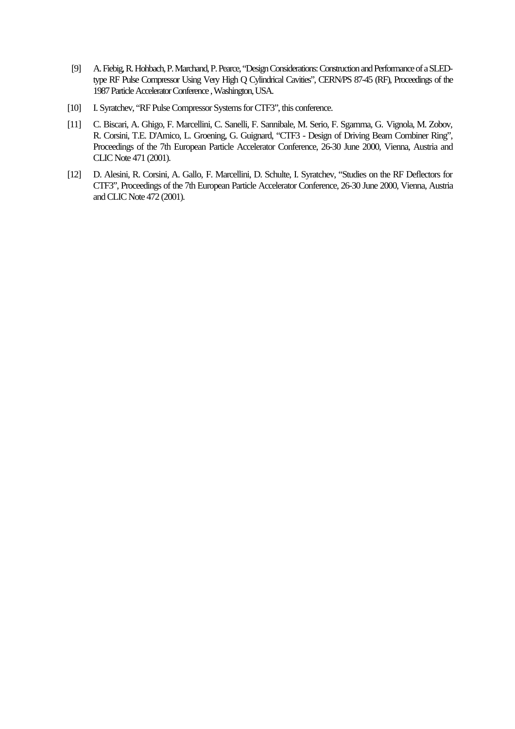[9] A. Fiebig, R. Hohbach, P. Marchand, P. Pearce, "Design Considerations: Construction and Performance of a SLED-type RF Pulse Compressor Using Very High Q Cylindrical Cavities", CERN/PS 87-45 (RF), Proceedings of the 1987 Particle Accelerator Conference , Washington, USA.

[10] I. Syratchev, "RF Pulse Compressor Systems for CTF3", this conference.

[11] C. Biscari, A. Ghigo, F. Marcellini, C. Sanelli, F. Sannibale, M. Serio, F. Sgamma, G. Vignola, M. Zobov, R. Corsini, T.E. D'Amico, L. Groening, G. Guignard, "CTF3 - Design of Driving Beam Combiner Ring", Proceedings of the 7th European Particle Accelerator Conference, 26-30 June 2000, Vienna, Austria and CLIC Note 471 (2001).

[12] D. Alesini, R. Corsini, A. Gallo, F. Marcellini, D. Schulte, I. Syratchev, "Studies on the RF Deflectors for CTF3", Proceedings of the 7th European Particle Accelerator Conference, 26-30 June 2000, Vienna, Austria and CLIC Note 472 (2001).